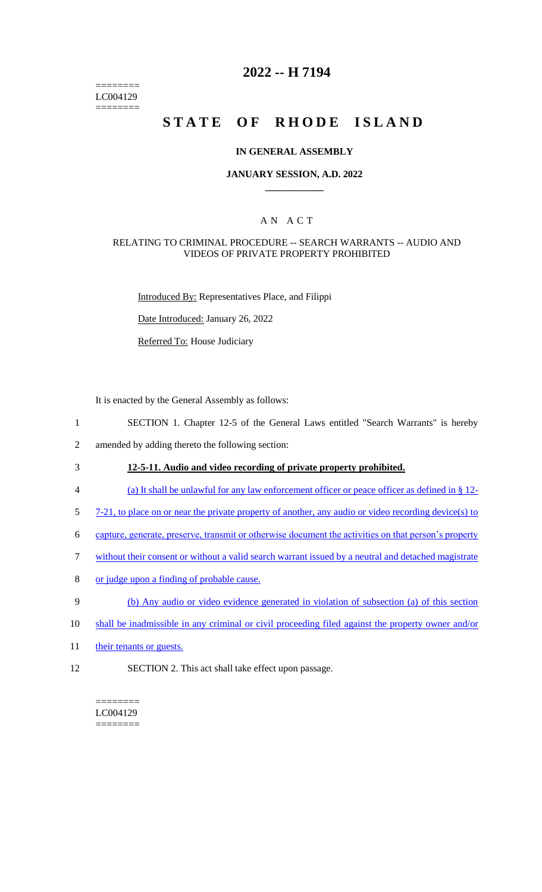========
LC004129
========

# 2022 -- H 7194

# STATE OF RHODE ISLAND

## IN GENERAL ASSEMBLY

### JANUARY SESSION, A.D. 2022

## A N A C T

### RELATING TO CRIMINAL PROCEDURE -- SEARCH WARRANTS -- AUDIO AND VIDEOS OF PRIVATE PROPERTY PROHIBITED

Introduced By: Representatives Place, and Filippi

Date Introduced: January 26, 2022

Referred To: House Judiciary

It is enacted by the General Assembly as follows:

1 SECTION 1. Chapter 12-5 of the General Laws entitled "Search Warrants" is hereby
2 amended by adding thereto the following section:

3 **12-5-11. Audio and video recording of private property prohibited.**

4 (a) It shall be unlawful for any law enforcement officer or peace officer as defined in § 12-
5 7-21, to place on or near the private property of another, any audio or video recording device(s) to
6 capture, generate, preserve, transmit or otherwise document the activities on that person's property
7 without their consent or without a valid search warrant issued by a neutral and detached magistrate
8 or judge upon a finding of probable cause.

9 (b) Any audio or video evidence generated in violation of subsection (a) of this section
10 shall be inadmissible in any criminal or civil proceeding filed against the property owner and/or
11 their tenants or guests.

12 SECTION 2. This act shall take effect upon passage.

========
LC004129
========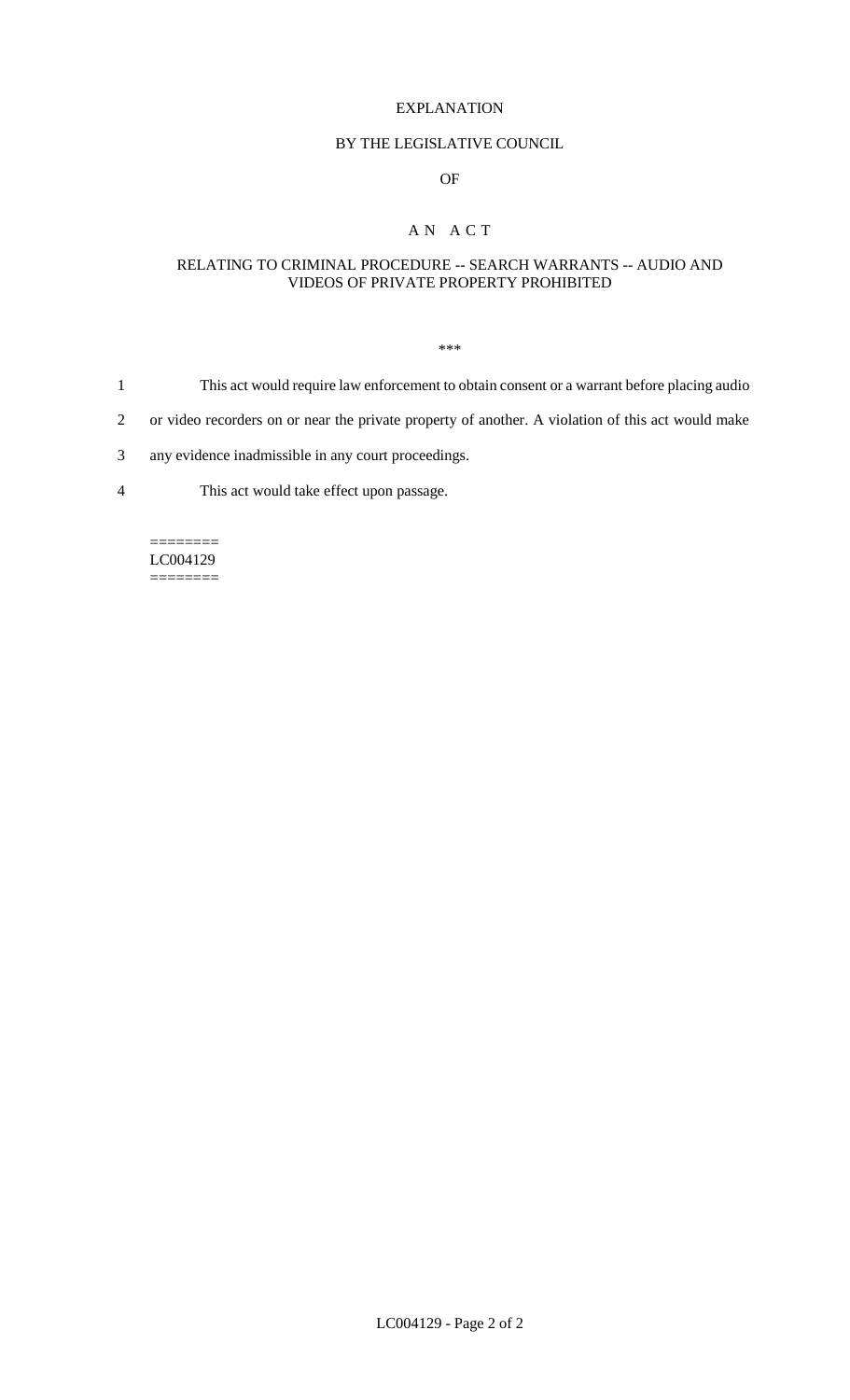EXPLANATION

BY THE LEGISLATIVE COUNCIL

OF

A N A C T

RELATING TO CRIMINAL PROCEDURE -- SEARCH WARRANTS -- AUDIO AND VIDEOS OF PRIVATE PROPERTY PROHIBITED

\*\*\*

1 This act would require law enforcement to obtain consent or a warrant before placing audio

2 or video recorders on or near the private property of another. A violation of this act would make

3 any evidence inadmissible in any court proceedings.

4 This act would take effect upon passage.

========
LC004129
========